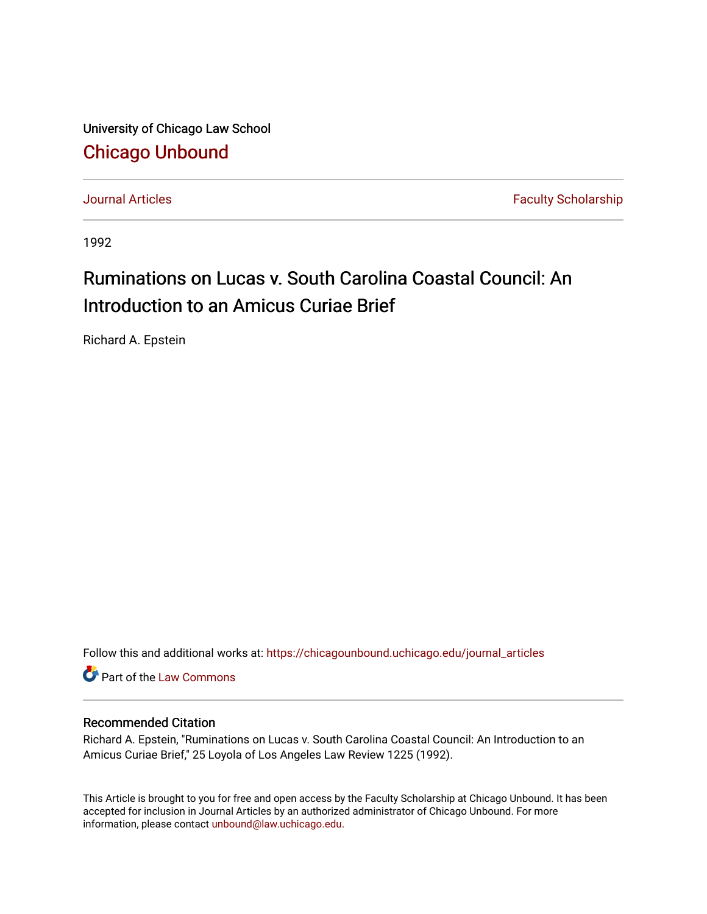University of Chicago Law School

# Chicago Unbound

Journal Articles | Faculty Scholarship

1992

# Ruminations on Lucas v. South Carolina Coastal Council: An Introduction to an Amicus Curiae Brief

Richard A. Epstein

Follow this and additional works at: https://chicagounbound.uchicago.edu/journal_articles

Part of the Law Commons

### Recommended Citation

Richard A. Epstein, "Ruminations on Lucas v. South Carolina Coastal Council: An Introduction to an Amicus Curiae Brief," 25 Loyola of Los Angeles Law Review 1225 (1992).

This Article is brought to you for free and open access by the Faculty Scholarship at Chicago Unbound. It has been accepted for inclusion in Journal Articles by an authorized administrator of Chicago Unbound. For more information, please contact unbound@law.uchicago.edu.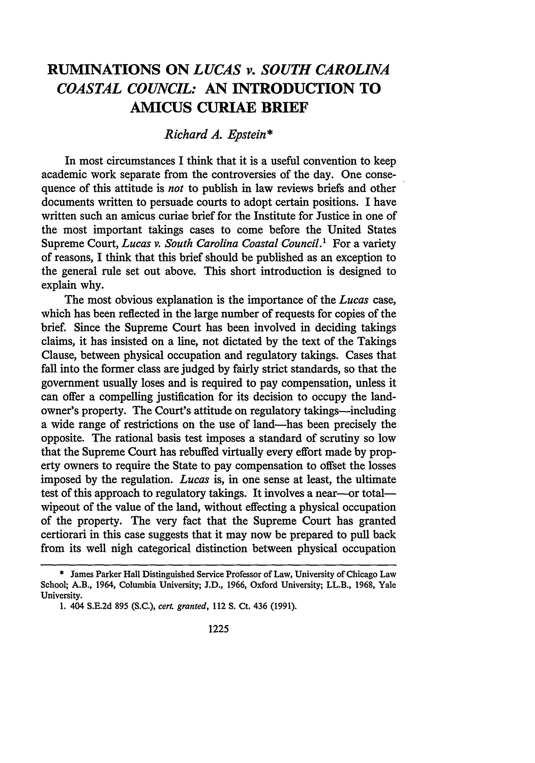# RUMINATIONS ON *LUCAS v. SOUTH CAROLINA COASTAL COUNCIL*: AN INTRODUCTION TO AMICUS CURIAE BRIEF

*Richard A. Epstein\**

In most circumstances I think that it is a useful convention to keep academic work separate from the controversies of the day. One consequence of this attitude is *not* to publish in law reviews briefs and other documents written to persuade courts to adopt certain positions. I have written such an amicus curiae brief for the Institute for Justice in one of the most important takings cases to come before the United States Supreme Court, *Lucas v. South Carolina Coastal Council*.[1] For a variety of reasons, I think that this brief should be published as an exception to the general rule set out above. This short introduction is designed to explain why.

The most obvious explanation is the importance of the *Lucas* case, which has been reflected in the large number of requests for copies of the brief. Since the Supreme Court has been involved in deciding takings claims, it has insisted on a line, not dictated by the text of the Takings Clause, between physical occupation and regulatory takings. Cases that fall into the former class are judged by fairly strict standards, so that the government usually loses and is required to pay compensation, unless it can offer a compelling justification for its decision to occupy the landowner's property. The Court's attitude on regulatory takings—including a wide range of restrictions on the use of land—has been precisely the opposite. The rational basis test imposes a standard of scrutiny so low that the Supreme Court has rebuffed virtually every effort made by property owners to require the State to pay compensation to offset the losses imposed by the regulation. *Lucas* is, in one sense at least, the ultimate test of this approach to regulatory takings. It involves a near—or total—wipeout of the value of the land, without effecting a physical occupation of the property. The very fact that the Supreme Court has granted certiorari in this case suggests that it may now be prepared to pull back from its well nigh categorical distinction between physical occupation

---

\* James Parker Hall Distinguished Service Professor of Law, University of Chicago Law School; A.B., 1964, Columbia University; J.D., 1966, Oxford University; LL.B., 1968, Yale University.

1. 404 S.E.2d 895 (S.C.), *cert. granted*, 112 S. Ct. 436 (1991).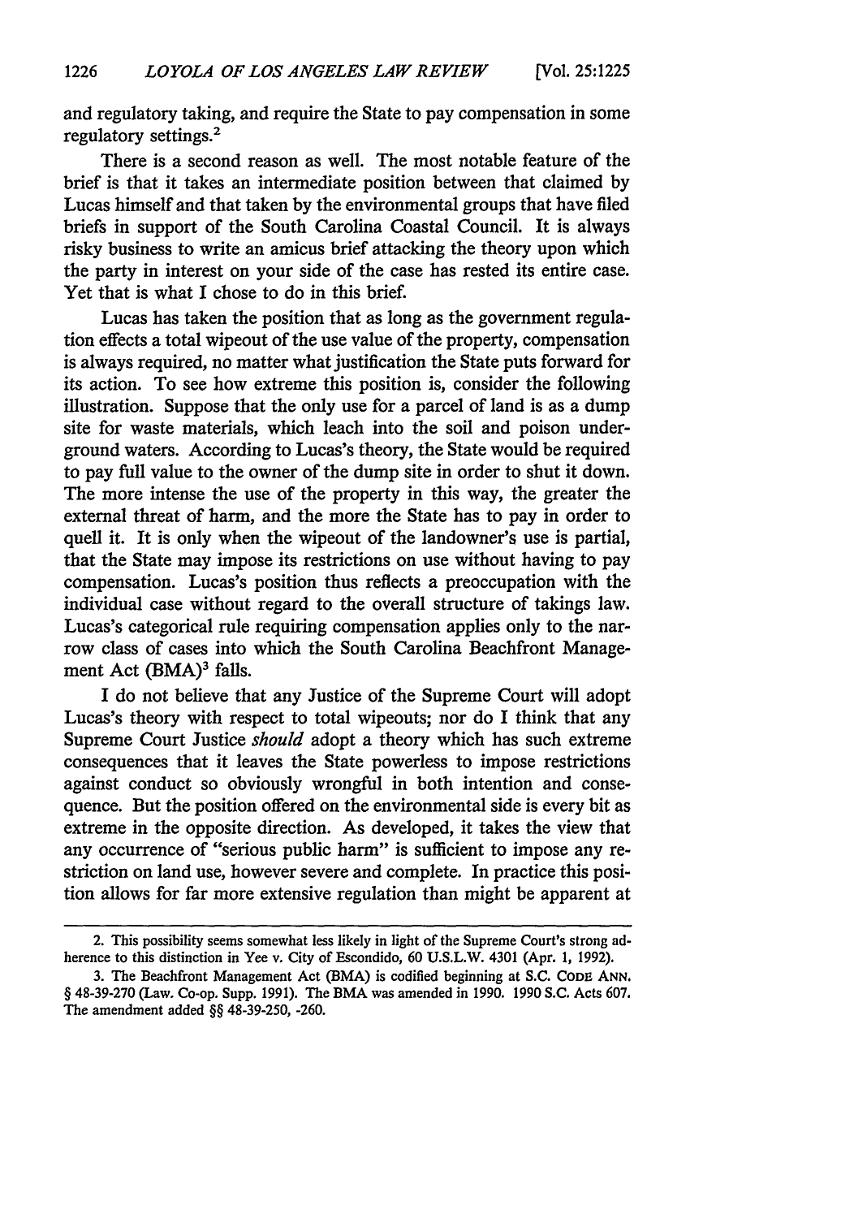and regulatory taking, and require the State to pay compensation in some regulatory settings.[2]

There is a second reason as well. The most notable feature of the brief is that it takes an intermediate position between that claimed by Lucas himself and that taken by the environmental groups that have filed briefs in support of the South Carolina Coastal Council. It is always risky business to write an amicus brief attacking the theory upon which the party in interest on your side of the case has rested its entire case. Yet that is what I chose to do in this brief.

Lucas has taken the position that as long as the government regulation effects a total wipeout of the use value of the property, compensation is always required, no matter what justification the State puts forward for its action. To see how extreme this position is, consider the following illustration. Suppose that the only use for a parcel of land is as a dump site for waste materials, which leach into the soil and poison underground waters. According to Lucas's theory, the State would be required to pay full value to the owner of the dump site in order to shut it down. The more intense the use of the property in this way, the greater the external threat of harm, and the more the State has to pay in order to quell it. It is only when the wipeout of the landowner's use is partial, that the State may impose its restrictions on use without having to pay compensation. Lucas's position thus reflects a preoccupation with the individual case without regard to the overall structure of takings law. Lucas's categorical rule requiring compensation applies only to the narrow class of cases into which the South Carolina Beachfront Management Act (BMA)[3] falls.

I do not believe that any Justice of the Supreme Court will adopt Lucas's theory with respect to total wipeouts; nor do I think that any Supreme Court Justice *should* adopt a theory which has such extreme consequences that it leaves the State powerless to impose restrictions against conduct so obviously wrongful in both intention and consequence. But the position offered on the environmental side is every bit as extreme in the opposite direction. As developed, it takes the view that any occurrence of "serious public harm" is sufficient to impose any restriction on land use, however severe and complete. In practice this position allows for far more extensive regulation than might be apparent at

---

2. This possibility seems somewhat less likely in light of the Supreme Court's strong adherence to this distinction in Yee v. City of Escondido, 60 U.S.L.W. 4301 (Apr. 1, 1992).

3. The Beachfront Management Act (BMA) is codified beginning at S.C. CODE ANN. § 48-39-270 (Law. Co-op. Supp. 1991). The BMA was amended in 1990. 1990 S.C. Acts 607. The amendment added §§ 48-39-250, -260.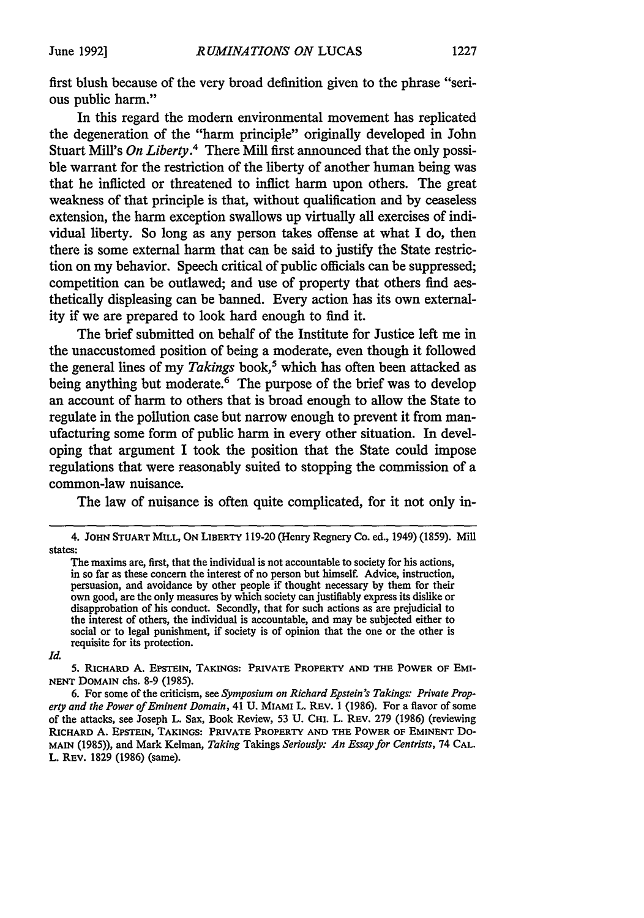first blush because of the very broad definition given to the phrase "serious public harm."

In this regard the modern environmental movement has replicated the degeneration of the "harm principle" originally developed in John Stuart Mill's *On Liberty*.[4] There Mill first announced that the only possible warrant for the restriction of the liberty of another human being was that he inflicted or threatened to inflict harm upon others. The great weakness of that principle is that, without qualification and by ceaseless extension, the harm exception swallows up virtually all exercises of individual liberty. So long as any person takes offense at what I do, then there is some external harm that can be said to justify the State restriction on my behavior. Speech critical of public officials can be suppressed; competition can be outlawed; and use of property that others find aesthetically displeasing can be banned. Every action has its own externality if we are prepared to look hard enough to find it.

The brief submitted on behalf of the Institute for Justice left me in the unaccustomed position of being a moderate, even though it followed the general lines of my *Takings* book,[5] which has often been attacked as being anything but moderate.[6] The purpose of the brief was to develop an account of harm to others that is broad enough to allow the State to regulate in the pollution case but narrow enough to prevent it from manufacturing some form of public harm in every other situation. In developing that argument I took the position that the State could impose regulations that were reasonably suited to stopping the commission of a common-law nuisance.

The law of nuisance is often quite complicated, for it not only in-

---

4. JOHN STUART MILL, ON LIBERTY 119-20 (Henry Regnery Co. ed., 1949) (1859). Mill states:

> The maxims are, first, that the individual is not accountable to society for his actions, in so far as these concern the interest of no person but himself. Advice, instruction, persuasion, and avoidance by other people if thought necessary by them for their own good, are the only measures by which society can justifiably express its dislike or disapprobation of his conduct. Secondly, that for such actions as are prejudicial to the interest of others, the individual is accountable, and may be subjected either to social or to legal punishment, if society is of opinion that the one or the other is requisite for its protection.

*Id.*

5. RICHARD A. EPSTEIN, TAKINGS: PRIVATE PROPERTY AND THE POWER OF EMINENT DOMAIN chs. 8-9 (1985).

6. For some of the criticism, see *Symposium on Richard Epstein's Takings: Private Property and the Power of Eminent Domain*, 41 U. MIAMI L. REV. 1 (1986). For a flavor of some of the attacks, see Joseph L. Sax, Book Review, 53 U. CHI. L. REV. 279 (1986) (reviewing RICHARD A. EPSTEIN, TAKINGS: PRIVATE PROPERTY AND THE POWER OF EMINENT DOMAIN (1985)), and Mark Kelman, *Taking* Takings *Seriously: An Essay for Centrists*, 74 CAL. L. REV. 1829 (1986) (same).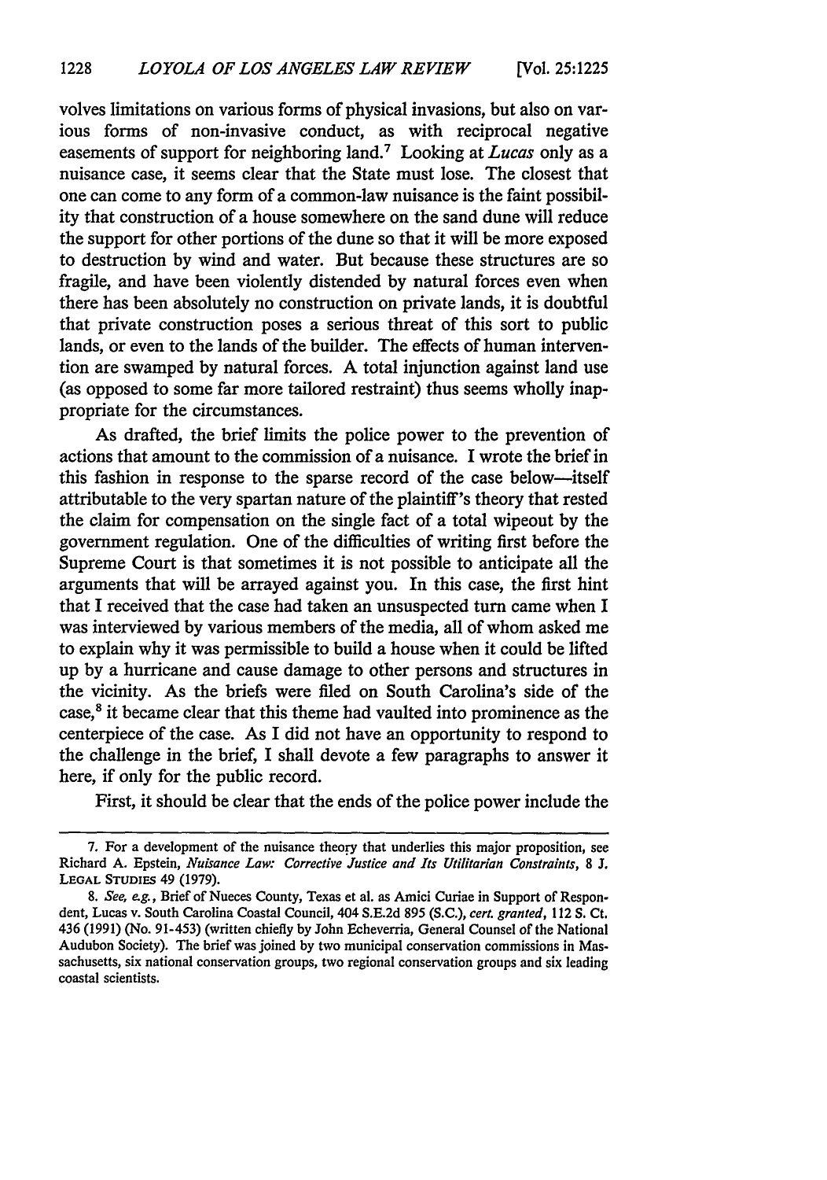volves limitations on various forms of physical invasions, but also on various forms of non-invasive conduct, as with reciprocal negative easements of support for neighboring land.[7] Looking at *Lucas* only as a nuisance case, it seems clear that the State must lose. The closest that one can come to any form of a common-law nuisance is the faint possibility that construction of a house somewhere on the sand dune will reduce the support for other portions of the dune so that it will be more exposed to destruction by wind and water. But because these structures are so fragile, and have been violently distended by natural forces even when there has been absolutely no construction on private lands, it is doubtful that private construction poses a serious threat of this sort to public lands, or even to the lands of the builder. The effects of human intervention are swamped by natural forces. A total injunction against land use (as opposed to some far more tailored restraint) thus seems wholly inappropriate for the circumstances.

As drafted, the brief limits the police power to the prevention of actions that amount to the commission of a nuisance. I wrote the brief in this fashion in response to the sparse record of the case below—itself attributable to the very spartan nature of the plaintiff's theory that rested the claim for compensation on the single fact of a total wipeout by the government regulation. One of the difficulties of writing first before the Supreme Court is that sometimes it is not possible to anticipate all the arguments that will be arrayed against you. In this case, the first hint that I received that the case had taken an unsuspected turn came when I was interviewed by various members of the media, all of whom asked me to explain why it was permissible to build a house when it could be lifted up by a hurricane and cause damage to other persons and structures in the vicinity. As the briefs were filed on South Carolina's side of the case,[8] it became clear that this theme had vaulted into prominence as the centerpiece of the case. As I did not have an opportunity to respond to the challenge in the brief, I shall devote a few paragraphs to answer it here, if only for the public record.

First, it should be clear that the ends of the police power include the

---

7. For a development of the nuisance theory that underlies this major proposition, see Richard A. Epstein, *Nuisance Law: Corrective Justice and Its Utilitarian Constraints*, 8 J. LEGAL STUDIES 49 (1979).

8. *See, e.g.*, Brief of Nueces County, Texas et al. as Amici Curiae in Support of Respondent, Lucas v. South Carolina Coastal Council, 404 S.E.2d 895 (S.C.), *cert. granted*, 112 S. Ct. 436 (1991) (No. 91-453) (written chiefly by John Echeverria, General Counsel of the National Audubon Society). The brief was joined by two municipal conservation commissions in Massachusetts, six national conservation groups, two regional conservation groups and six leading coastal scientists.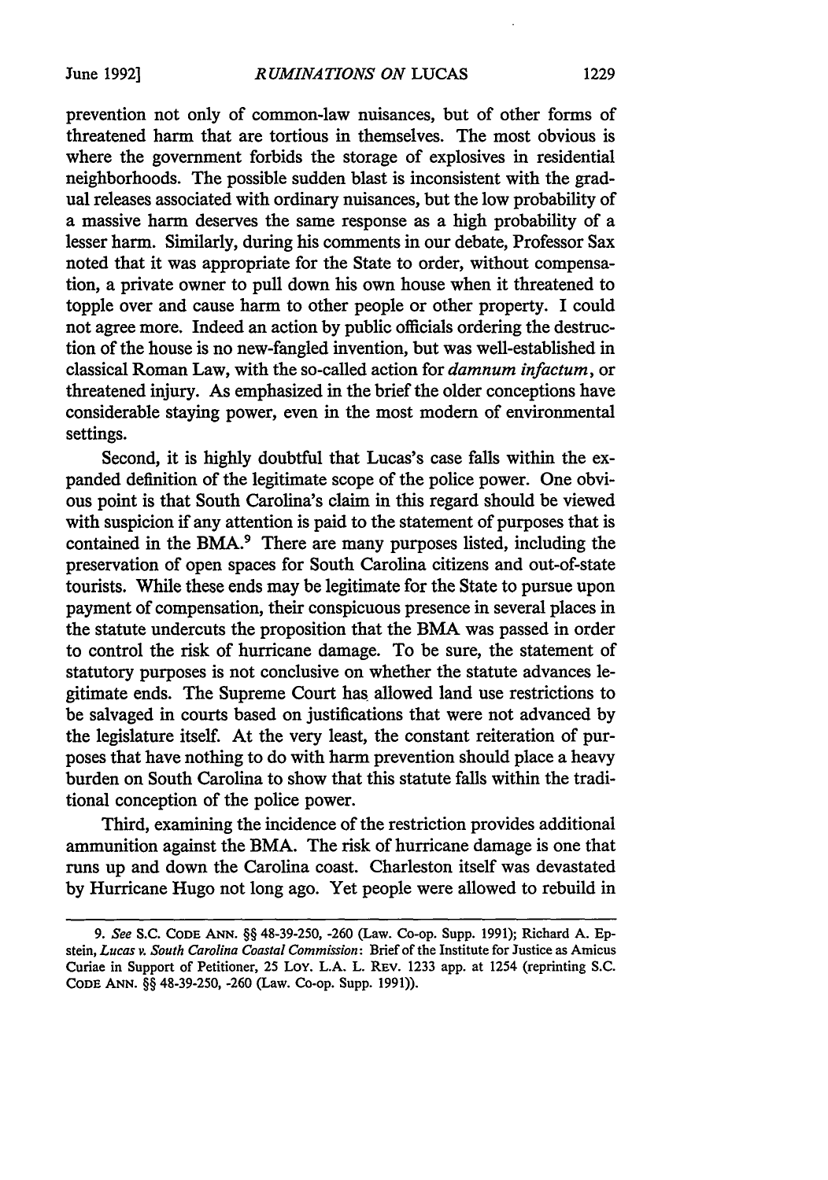prevention not only of common-law nuisances, but of other forms of threatened harm that are tortious in themselves. The most obvious is where the government forbids the storage of explosives in residential neighborhoods. The possible sudden blast is inconsistent with the gradual releases associated with ordinary nuisances, but the low probability of a massive harm deserves the same response as a high probability of a lesser harm. Similarly, during his comments in our debate, Professor Sax noted that it was appropriate for the State to order, without compensation, a private owner to pull down his own house when it threatened to topple over and cause harm to other people or other property. I could not agree more. Indeed an action by public officials ordering the destruction of the house is no new-fangled invention, but was well-established in classical Roman Law, with the so-called action for *damnum infactum*, or threatened injury. As emphasized in the brief the older conceptions have considerable staying power, even in the most modern of environmental settings.

Second, it is highly doubtful that Lucas's case falls within the expanded definition of the legitimate scope of the police power. One obvious point is that South Carolina's claim in this regard should be viewed with suspicion if any attention is paid to the statement of purposes that is contained in the BMA.[9] There are many purposes listed, including the preservation of open spaces for South Carolina citizens and out-of-state tourists. While these ends may be legitimate for the State to pursue upon payment of compensation, their conspicuous presence in several places in the statute undercuts the proposition that the BMA was passed in order to control the risk of hurricane damage. To be sure, the statement of statutory purposes is not conclusive on whether the statute advances legitimate ends. The Supreme Court has allowed land use restrictions to be salvaged in courts based on justifications that were not advanced by the legislature itself. At the very least, the constant reiteration of purposes that have nothing to do with harm prevention should place a heavy burden on South Carolina to show that this statute falls within the traditional conception of the police power.

Third, examining the incidence of the restriction provides additional ammunition against the BMA. The risk of hurricane damage is one that runs up and down the Carolina coast. Charleston itself was devastated by Hurricane Hugo not long ago. Yet people were allowed to rebuild in

---

9. *See* S.C. CODE ANN. §§ 48-39-250, -260 (Law. Co-op. Supp. 1991); Richard A. Epstein, *Lucas v. South Carolina Coastal Commission*: Brief of the Institute for Justice as Amicus Curiae in Support of Petitioner, 25 LOY. L.A. L. REV. 1233 app. at 1254 (reprinting S.C. CODE ANN. §§ 48-39-250, -260 (Law. Co-op. Supp. 1991)).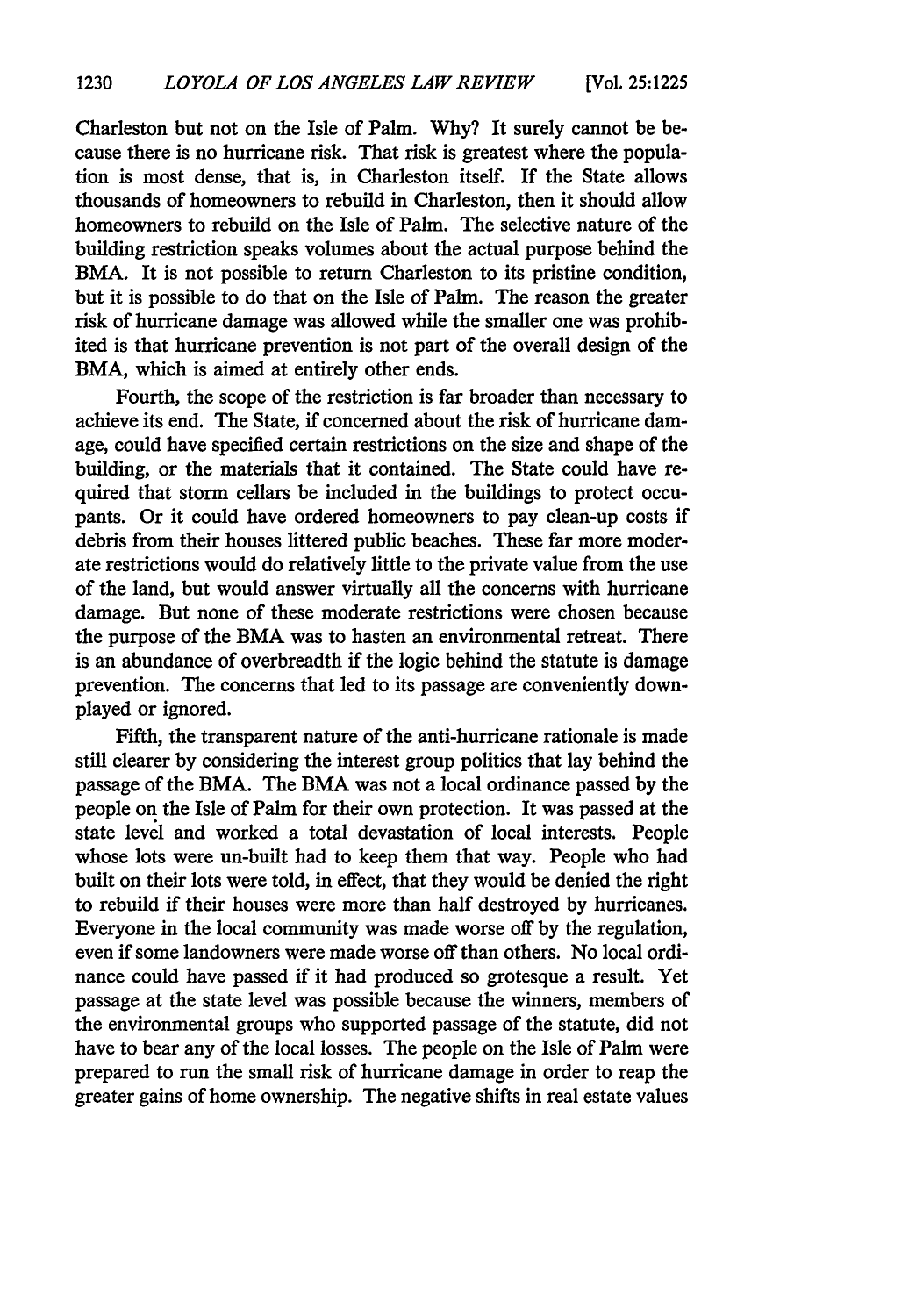Charleston but not on the Isle of Palm. Why? It surely cannot be because there is no hurricane risk. That risk is greatest where the population is most dense, that is, in Charleston itself. If the State allows thousands of homeowners to rebuild in Charleston, then it should allow homeowners to rebuild on the Isle of Palm. The selective nature of the building restriction speaks volumes about the actual purpose behind the BMA. It is not possible to return Charleston to its pristine condition, but it is possible to do that on the Isle of Palm. The reason the greater risk of hurricane damage was allowed while the smaller one was prohibited is that hurricane prevention is not part of the overall design of the BMA, which is aimed at entirely other ends.

Fourth, the scope of the restriction is far broader than necessary to achieve its end. The State, if concerned about the risk of hurricane damage, could have specified certain restrictions on the size and shape of the building, or the materials that it contained. The State could have required that storm cellars be included in the buildings to protect occupants. Or it could have ordered homeowners to pay clean-up costs if debris from their houses littered public beaches. These far more moderate restrictions would do relatively little to the private value from the use of the land, but would answer virtually all the concerns with hurricane damage. But none of these moderate restrictions were chosen because the purpose of the BMA was to hasten an environmental retreat. There is an abundance of overbreadth if the logic behind the statute is damage prevention. The concerns that led to its passage are conveniently downplayed or ignored.

Fifth, the transparent nature of the anti-hurricane rationale is made still clearer by considering the interest group politics that lay behind the passage of the BMA. The BMA was not a local ordinance passed by the people on the Isle of Palm for their own protection. It was passed at the state level and worked a total devastation of local interests. People whose lots were un-built had to keep them that way. People who had built on their lots were told, in effect, that they would be denied the right to rebuild if their houses were more than half destroyed by hurricanes. Everyone in the local community was made worse off by the regulation, even if some landowners were made worse off than others. No local ordinance could have passed if it had produced so grotesque a result. Yet passage at the state level was possible because the winners, members of the environmental groups who supported passage of the statute, did not have to bear any of the local losses. The people on the Isle of Palm were prepared to run the small risk of hurricane damage in order to reap the greater gains of home ownership. The negative shifts in real estate values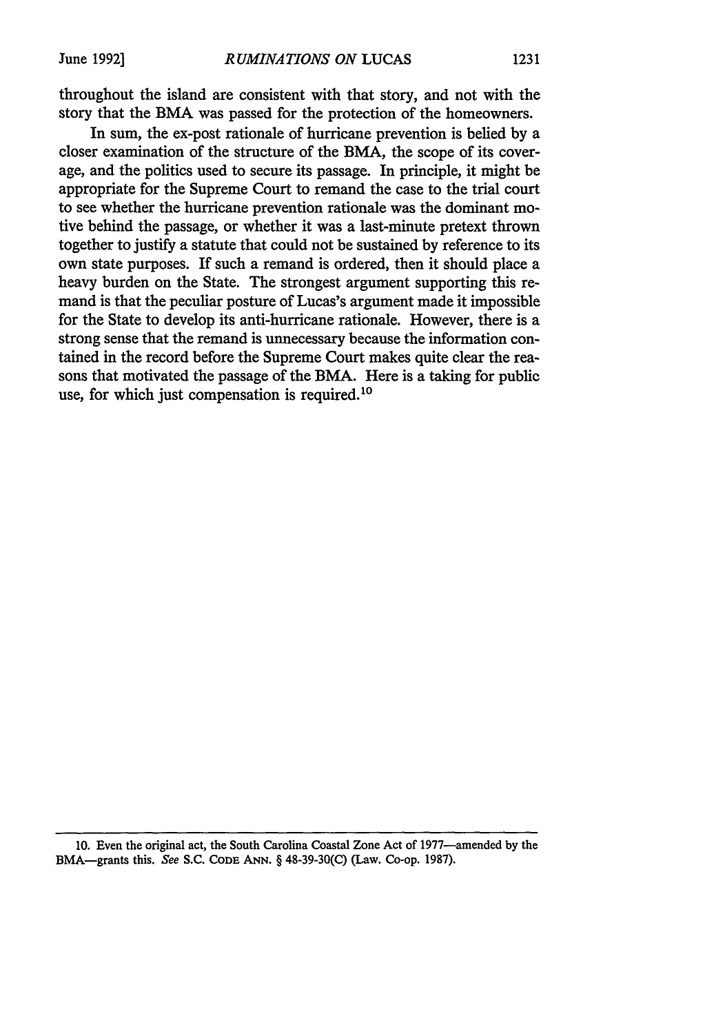throughout the island are consistent with that story, and not with the story that the BMA was passed for the protection of the homeowners.

In sum, the ex-post rationale of hurricane prevention is belied by a closer examination of the structure of the BMA, the scope of its coverage, and the politics used to secure its passage. In principle, it might be appropriate for the Supreme Court to remand the case to the trial court to see whether the hurricane prevention rationale was the dominant motive behind the passage, or whether it was a last-minute pretext thrown together to justify a statute that could not be sustained by reference to its own state purposes. If such a remand is ordered, then it should place a heavy burden on the State. The strongest argument supporting this remand is that the peculiar posture of Lucas's argument made it impossible for the State to develop its anti-hurricane rationale. However, there is a strong sense that the remand is unnecessary because the information contained in the record before the Supreme Court makes quite clear the reasons that motivated the passage of the BMA. Here is a taking for public use, for which just compensation is required.[10]

---

10. Even the original act, the South Carolina Coastal Zone Act of 1977—amended by the BMA—grants this. *See* S.C. CODE ANN. § 48-39-30(C) (Law. Co-op. 1987).